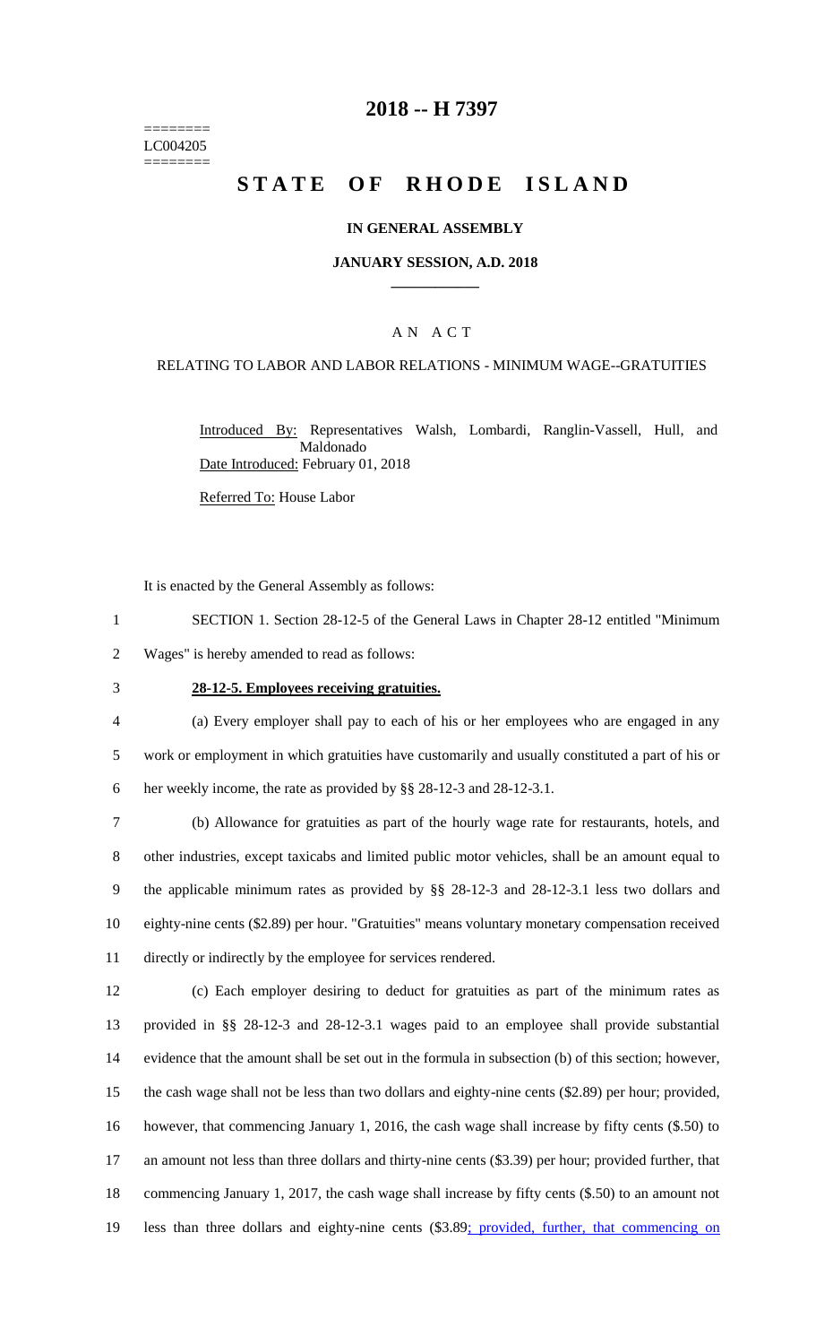========
LC004205
========

# 2018 -- H 7397

# STATE OF RHODE ISLAND

## IN GENERAL ASSEMBLY

### JANUARY SESSION, A.D. 2018

### A N A C T

RELATING TO LABOR AND LABOR RELATIONS - MINIMUM WAGE--GRATUITIES

Introduced By: Representatives Walsh, Lombardi, Ranglin-Vassell, Hull, and Maldonado

Date Introduced: February 01, 2018

Referred To: House Labor

It is enacted by the General Assembly as follows:

1 SECTION 1. Section 28-12-5 of the General Laws in Chapter 28-12 entitled "Minimum
2 Wages" is hereby amended to read as follows:

3 **28-12-5. Employees receiving gratuities.**

4 (a) Every employer shall pay to each of his or her employees who are engaged in any
5 work or employment in which gratuities have customarily and usually constituted a part of his or
6 her weekly income, the rate as provided by §§ 28-12-3 and 28-12-3.1.

7 (b) Allowance for gratuities as part of the hourly wage rate for restaurants, hotels, and
8 other industries, except taxicabs and limited public motor vehicles, shall be an amount equal to
9 the applicable minimum rates as provided by §§ 28-12-3 and 28-12-3.1 less two dollars and
10 eighty-nine cents ($2.89) per hour. "Gratuities" means voluntary monetary compensation received
11 directly or indirectly by the employee for services rendered.

12 (c) Each employer desiring to deduct for gratuities as part of the minimum rates as
13 provided in §§ 28-12-3 and 28-12-3.1 wages paid to an employee shall provide substantial
14 evidence that the amount shall be set out in the formula in subsection (b) of this section; however,
15 the cash wage shall not be less than two dollars and eighty-nine cents ($2.89) per hour; provided,
16 however, that commencing January 1, 2016, the cash wage shall increase by fifty cents ($.50) to
17 an amount not less than three dollars and thirty-nine cents ($3.39) per hour; provided further, that
18 commencing January 1, 2017, the cash wage shall increase by fifty cents ($.50) to an amount not
19 less than three dollars and eighty-nine cents ($3.89; provided, further, that commencing on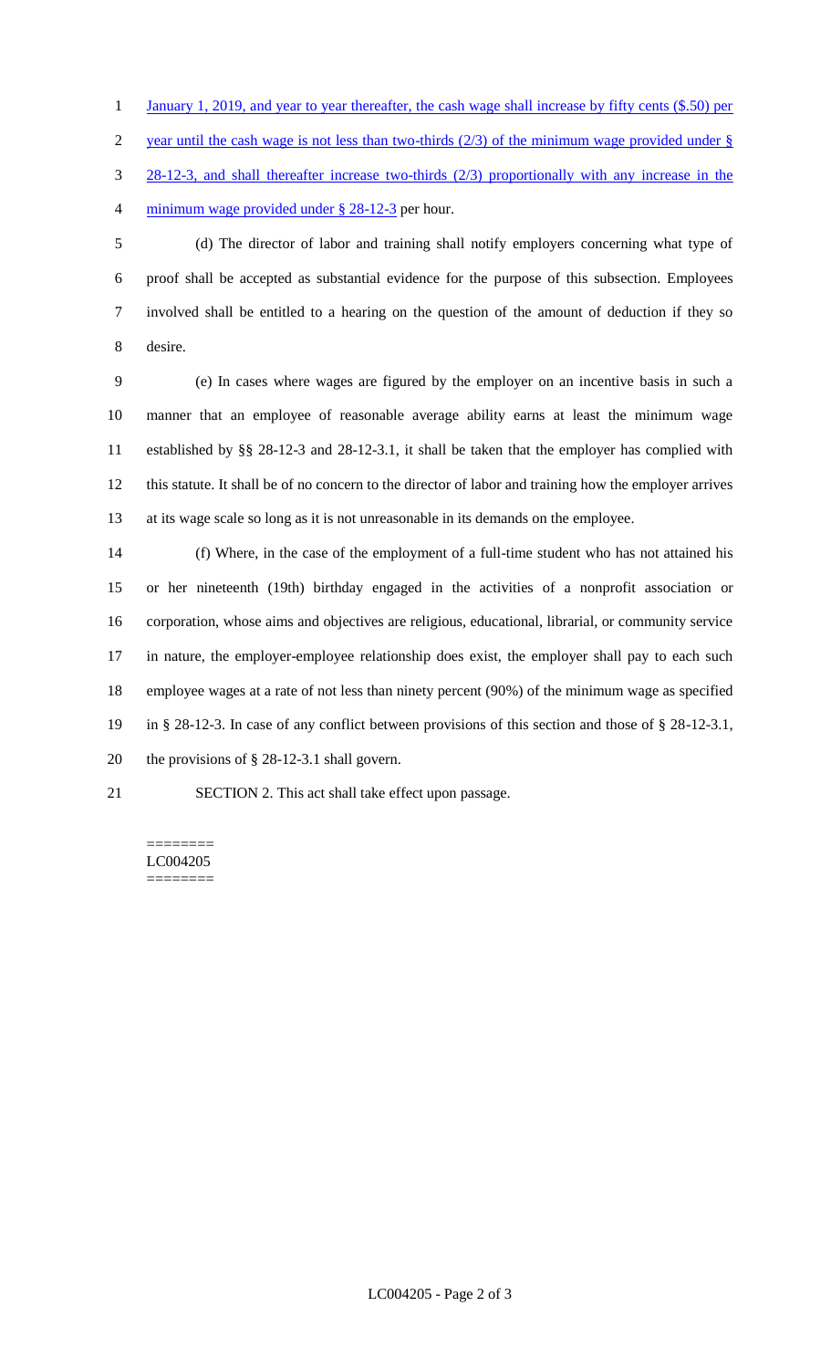January 1, 2019, and year to year thereafter, the cash wage shall increase by fifty cents ($.50) per year until the cash wage is not less than two-thirds (2/3) of the minimum wage provided under § 28-12-3, and shall thereafter increase two-thirds (2/3) proportionally with any increase in the minimum wage provided under § 28-12-3 per hour.

(d) The director of labor and training shall notify employers concerning what type of proof shall be accepted as substantial evidence for the purpose of this subsection. Employees involved shall be entitled to a hearing on the question of the amount of deduction if they so desire.

(e) In cases where wages are figured by the employer on an incentive basis in such a manner that an employee of reasonable average ability earns at least the minimum wage established by §§ 28-12-3 and 28-12-3.1, it shall be taken that the employer has complied with this statute. It shall be of no concern to the director of labor and training how the employer arrives at its wage scale so long as it is not unreasonable in its demands on the employee.

(f) Where, in the case of the employment of a full-time student who has not attained his or her nineteenth (19th) birthday engaged in the activities of a nonprofit association or corporation, whose aims and objectives are religious, educational, librarial, or community service in nature, the employer-employee relationship does exist, the employer shall pay to each such employee wages at a rate of not less than ninety percent (90%) of the minimum wage as specified in § 28-12-3. In case of any conflict between provisions of this section and those of § 28-12-3.1, the provisions of § 28-12-3.1 shall govern.

SECTION 2. This act shall take effect upon passage.

========
LC004205
========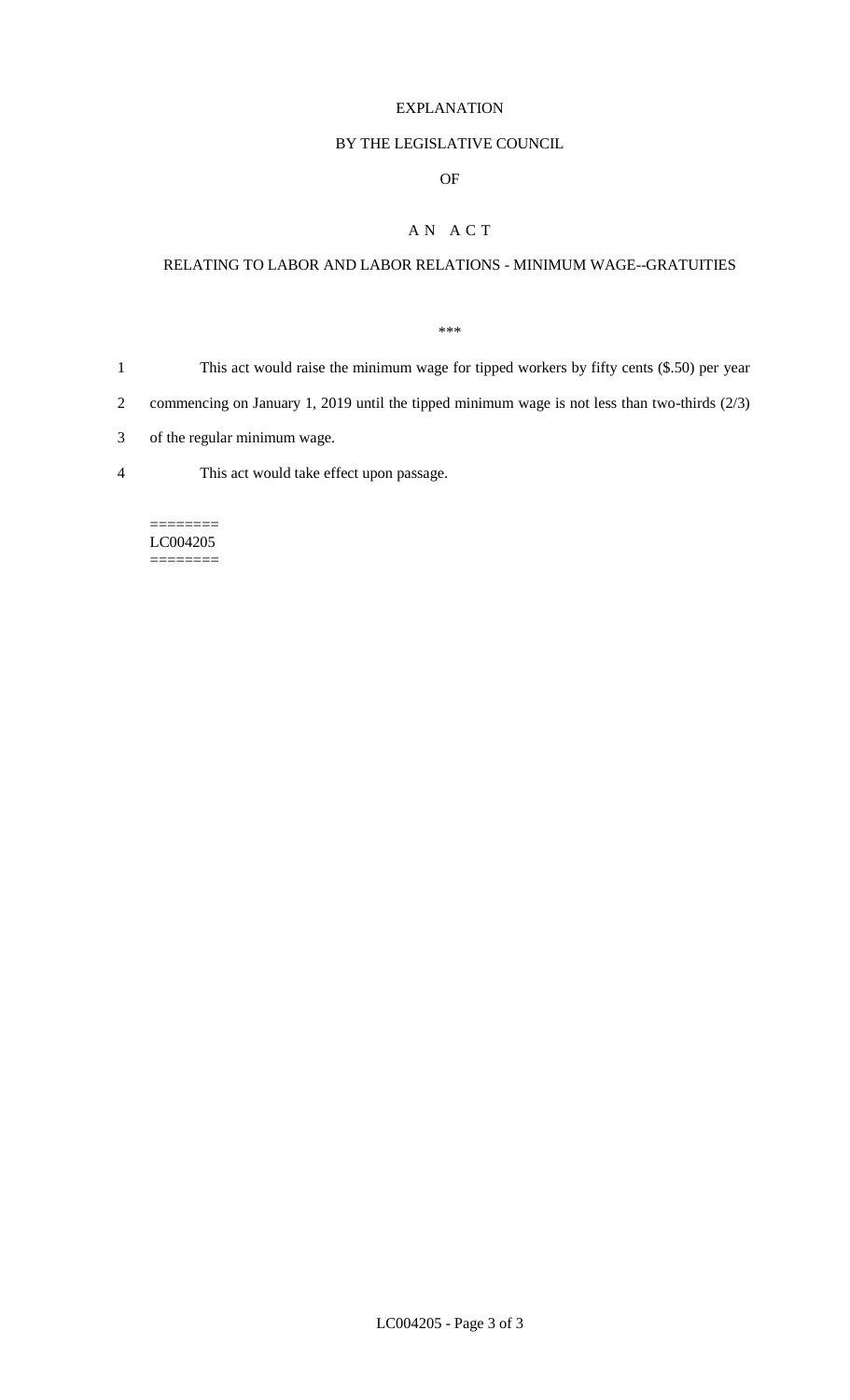EXPLANATION

BY THE LEGISLATIVE COUNCIL

OF

# A N A C T

RELATING TO LABOR AND LABOR RELATIONS - MINIMUM WAGE--GRATUITIES

\*\*\*

1 This act would raise the minimum wage for tipped workers by fifty cents ($.50) per year
2 commencing on January 1, 2019 until the tipped minimum wage is not less than two-thirds (2/3)
3 of the regular minimum wage.
4 This act would take effect upon passage.

========
LC004205
========